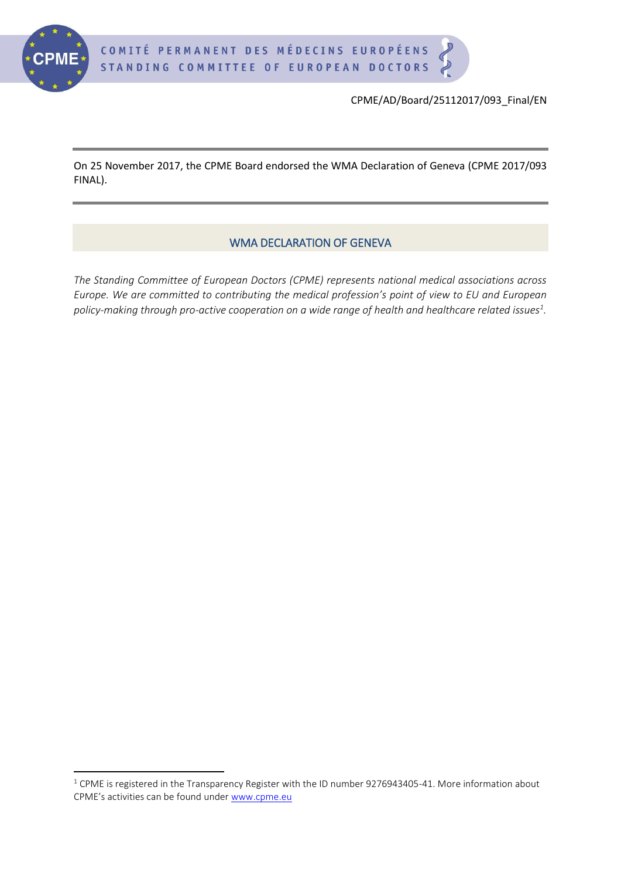CPME/AD/Board/25112017/093_Final/EN

On 25 November 2017, the CPME Board endorsed the WMA Declaration of Geneva (CPME 2017/093 FINAL).

## WMA DECLARATION OF GENEVA

*The Standing Committee of European Doctors (CPME) represents national medical associations across Europe. We are committed to contributing the medical profession's point of view to EU and European policy-making through pro-active cooperation on a wide range of health and healthcare related issues*[1].

[1] CPME is registered in the Transparency Register with the ID number 9276943405-41. More information about CPME's activities can be found under www.cpme.eu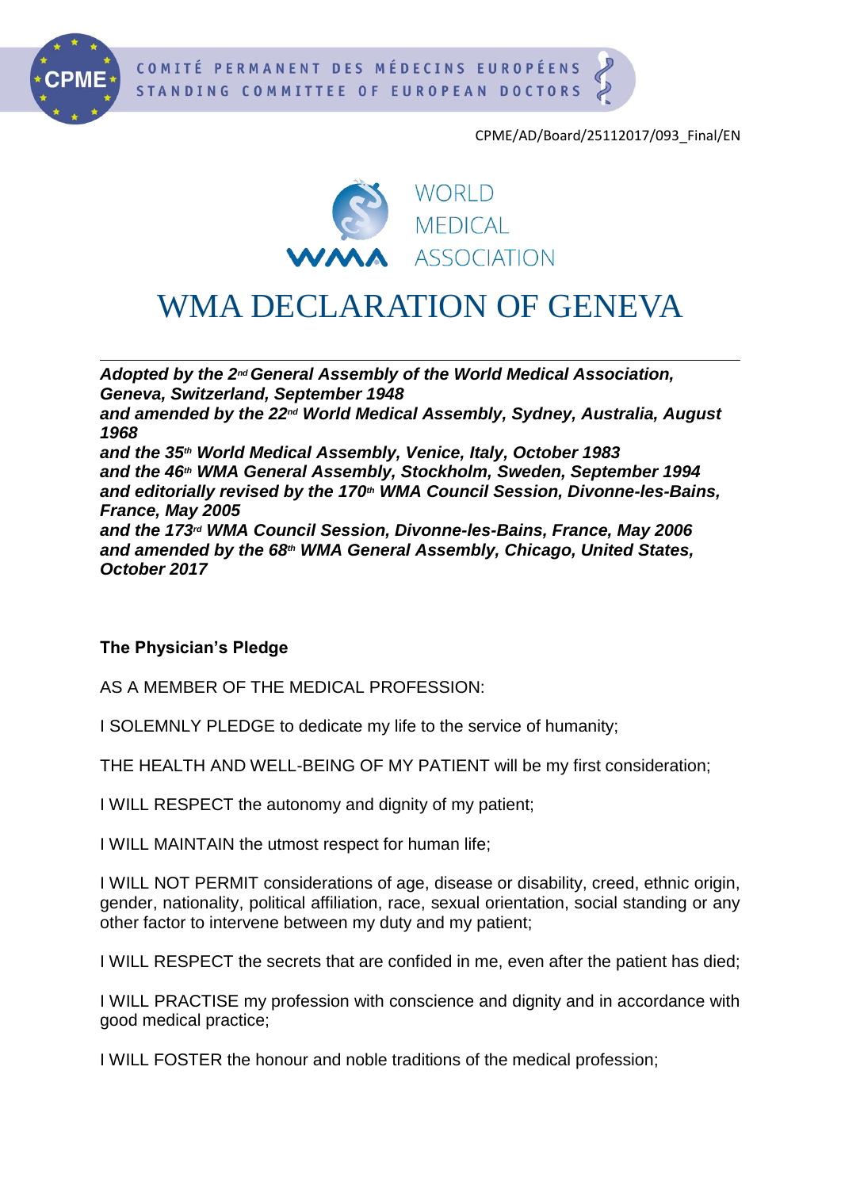CPME/AD/Board/25112017/093_Final/EN

# WMA DECLARATION OF GENEVA

***Adopted by the 2nd General Assembly of the World Medical Association, Geneva, Switzerland, September 1948***
***and amended by the 22nd World Medical Assembly, Sydney, Australia, August 1968***
***and the 35th World Medical Assembly, Venice, Italy, October 1983***
***and the 46th WMA General Assembly, Stockholm, Sweden, September 1994***
***and editorially revised by the 170th WMA Council Session, Divonne-les-Bains, France, May 2005***
***and the 173rd WMA Council Session, Divonne-les-Bains, France, May 2006***
***and amended by the 68th WMA General Assembly, Chicago, United States, October 2017***

**The Physician's Pledge**

AS A MEMBER OF THE MEDICAL PROFESSION:

I SOLEMNLY PLEDGE to dedicate my life to the service of humanity;

THE HEALTH AND WELL-BEING OF MY PATIENT will be my first consideration;

I WILL RESPECT the autonomy and dignity of my patient;

I WILL MAINTAIN the utmost respect for human life;

I WILL NOT PERMIT considerations of age, disease or disability, creed, ethnic origin, gender, nationality, political affiliation, race, sexual orientation, social standing or any other factor to intervene between my duty and my patient;

I WILL RESPECT the secrets that are confided in me, even after the patient has died;

I WILL PRACTISE my profession with conscience and dignity and in accordance with good medical practice;

I WILL FOSTER the honour and noble traditions of the medical profession;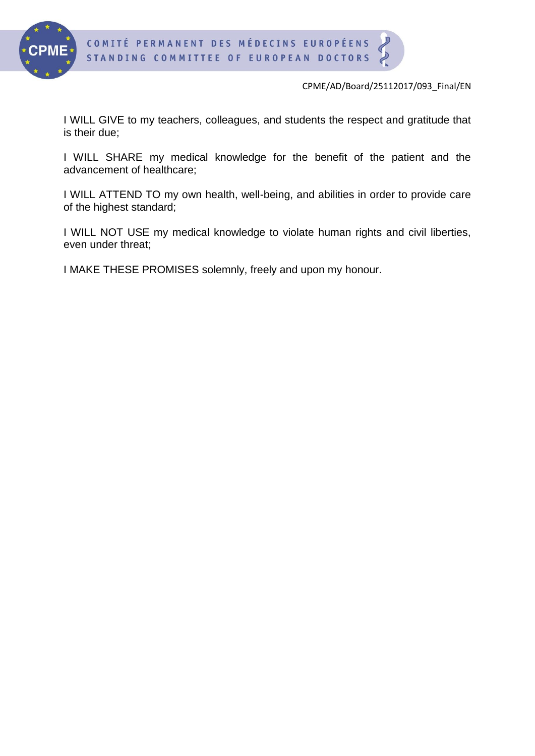I WILL GIVE to my teachers, colleagues, and students the respect and gratitude that is their due;

I WILL SHARE my medical knowledge for the benefit of the patient and the advancement of healthcare;

I WILL ATTEND TO my own health, well-being, and abilities in order to provide care of the highest standard;

I WILL NOT USE my medical knowledge to violate human rights and civil liberties, even under threat;

I MAKE THESE PROMISES solemnly, freely and upon my honour.